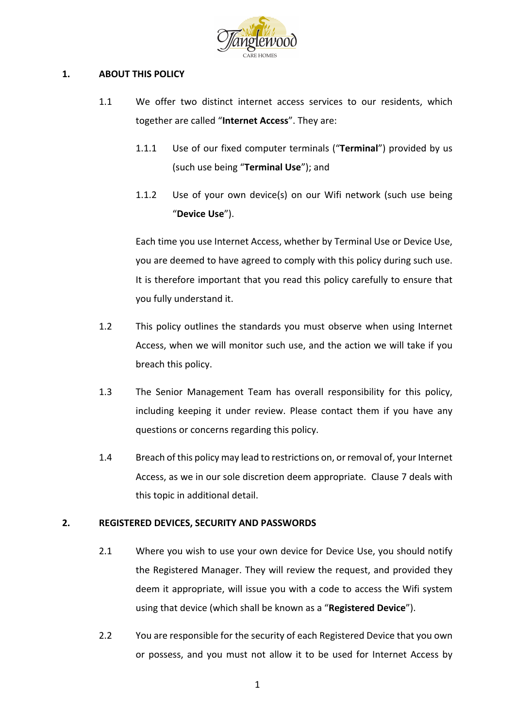## 1. ABOUT THIS POLICY

1.1 We offer two distinct internet access services to our residents, which together are called "**Internet Access**". They are:

1.1.1 Use of our fixed computer terminals ("**Terminal**") provided by us (such use being "**Terminal Use**"); and

1.1.2 Use of your own device(s) on our Wifi network (such use being "**Device Use**").

Each time you use Internet Access, whether by Terminal Use or Device Use, you are deemed to have agreed to comply with this policy during such use. It is therefore important that you read this policy carefully to ensure that you fully understand it.

1.2 This policy outlines the standards you must observe when using Internet Access, when we will monitor such use, and the action we will take if you breach this policy.

1.3 The Senior Management Team has overall responsibility for this policy, including keeping it under review. Please contact them if you have any questions or concerns regarding this policy.

1.4 Breach of this policy may lead to restrictions on, or removal of, your Internet Access, as we in our sole discretion deem appropriate. Clause 7 deals with this topic in additional detail.

## 2. REGISTERED DEVICES, SECURITY AND PASSWORDS

2.1 Where you wish to use your own device for Device Use, you should notify the Registered Manager. They will review the request, and provided they deem it appropriate, will issue you with a code to access the Wifi system using that device (which shall be known as a "**Registered Device**").

2.2 You are responsible for the security of each Registered Device that you own or possess, and you must not allow it to be used for Internet Access by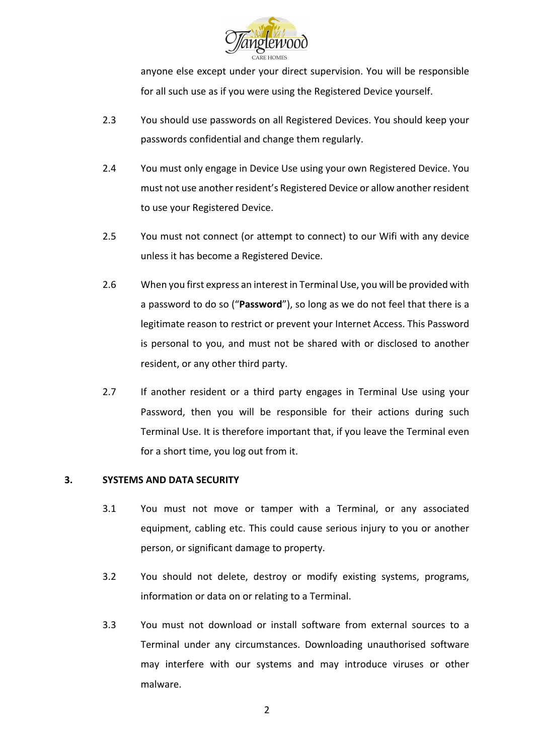anyone else except under your direct supervision. You will be responsible for all such use as if you were using the Registered Device yourself.

2.3 You should use passwords on all Registered Devices. You should keep your passwords confidential and change them regularly.

2.4 You must only engage in Device Use using your own Registered Device. You must not use another resident's Registered Device or allow another resident to use your Registered Device.

2.5 You must not connect (or attempt to connect) to our Wifi with any device unless it has become a Registered Device.

2.6 When you first express an interest in Terminal Use, you will be provided with a password to do so ("**Password**"), so long as we do not feel that there is a legitimate reason to restrict or prevent your Internet Access. This Password is personal to you, and must not be shared with or disclosed to another resident, or any other third party.

2.7 If another resident or a third party engages in Terminal Use using your Password, then you will be responsible for their actions during such Terminal Use. It is therefore important that, if you leave the Terminal even for a short time, you log out from it.

## 3. SYSTEMS AND DATA SECURITY

3.1 You must not move or tamper with a Terminal, or any associated equipment, cabling etc. This could cause serious injury to you or another person, or significant damage to property.

3.2 You should not delete, destroy or modify existing systems, programs, information or data on or relating to a Terminal.

3.3 You must not download or install software from external sources to a Terminal under any circumstances. Downloading unauthorised software may interfere with our systems and may introduce viruses or other malware.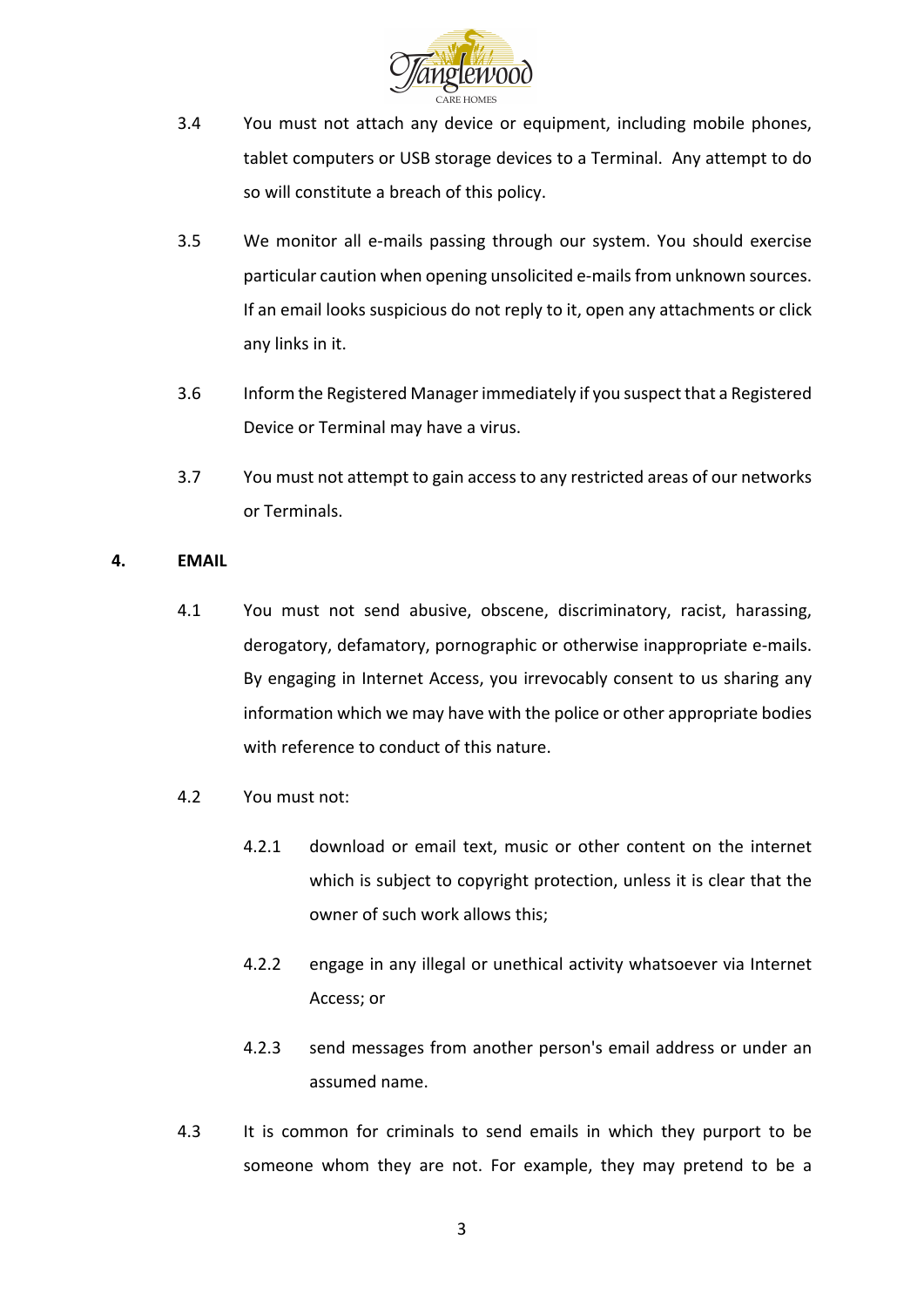3.4 You must not attach any device or equipment, including mobile phones, tablet computers or USB storage devices to a Terminal. Any attempt to do so will constitute a breach of this policy.

3.5 We monitor all e-mails passing through our system. You should exercise particular caution when opening unsolicited e-mails from unknown sources. If an email looks suspicious do not reply to it, open any attachments or click any links in it.

3.6 Inform the Registered Manager immediately if you suspect that a Registered Device or Terminal may have a virus.

3.7 You must not attempt to gain access to any restricted areas of our networks or Terminals.

## 4. EMAIL

4.1 You must not send abusive, obscene, discriminatory, racist, harassing, derogatory, defamatory, pornographic or otherwise inappropriate e-mails. By engaging in Internet Access, you irrevocably consent to us sharing any information which we may have with the police or other appropriate bodies with reference to conduct of this nature.

4.2 You must not:

4.2.1 download or email text, music or other content on the internet which is subject to copyright protection, unless it is clear that the owner of such work allows this;

4.2.2 engage in any illegal or unethical activity whatsoever via Internet Access; or

4.2.3 send messages from another person's email address or under an assumed name.

4.3 It is common for criminals to send emails in which they purport to be someone whom they are not. For example, they may pretend to be a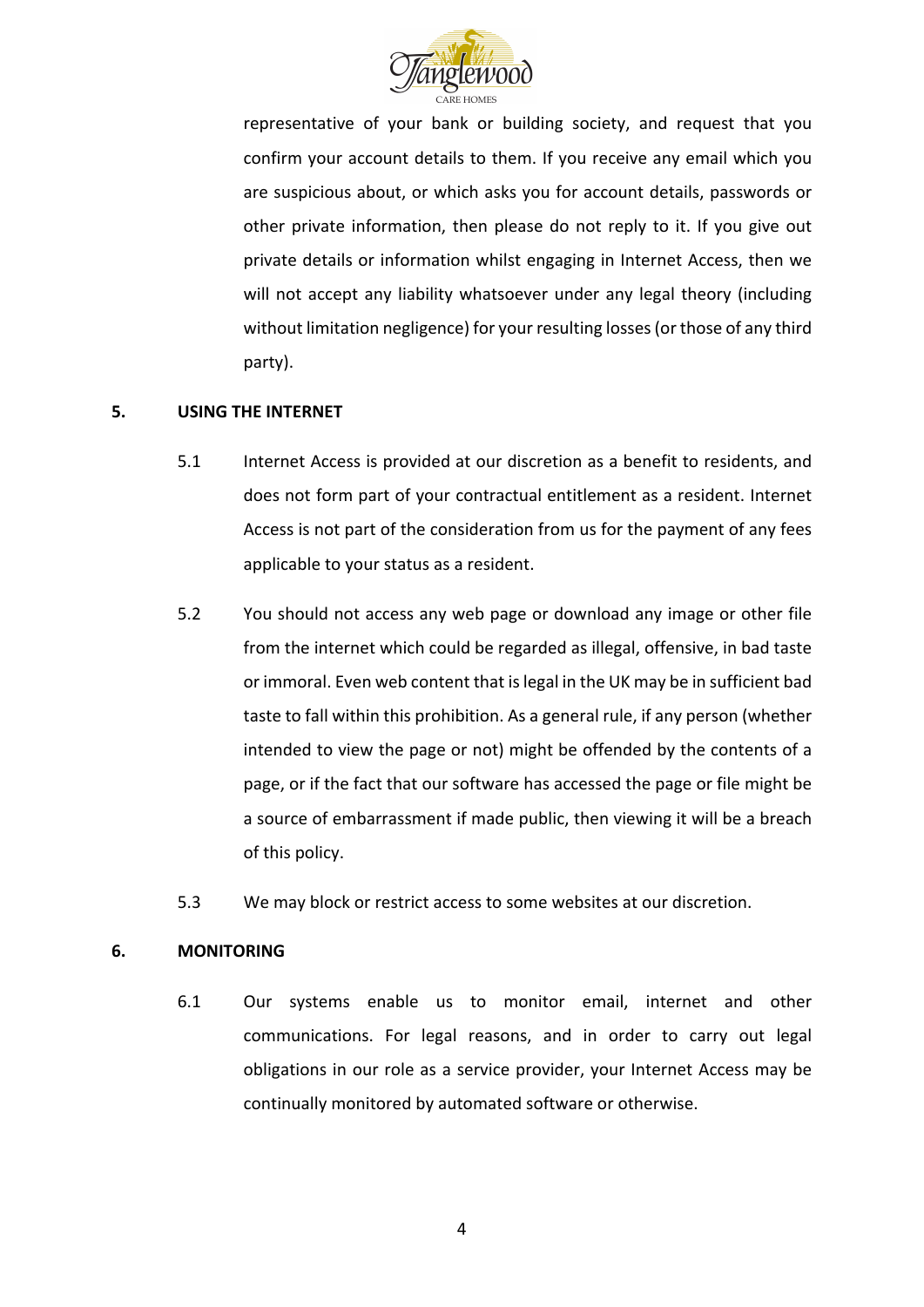representative of your bank or building society, and request that you confirm your account details to them. If you receive any email which you are suspicious about, or which asks you for account details, passwords or other private information, then please do not reply to it. If you give out private details or information whilst engaging in Internet Access, then we will not accept any liability whatsoever under any legal theory (including without limitation negligence) for your resulting losses (or those of any third party).

## 5. USING THE INTERNET

5.1 Internet Access is provided at our discretion as a benefit to residents, and does not form part of your contractual entitlement as a resident. Internet Access is not part of the consideration from us for the payment of any fees applicable to your status as a resident.

5.2 You should not access any web page or download any image or other file from the internet which could be regarded as illegal, offensive, in bad taste or immoral. Even web content that is legal in the UK may be in sufficient bad taste to fall within this prohibition. As a general rule, if any person (whether intended to view the page or not) might be offended by the contents of a page, or if the fact that our software has accessed the page or file might be a source of embarrassment if made public, then viewing it will be a breach of this policy.

5.3 We may block or restrict access to some websites at our discretion.

## 6. MONITORING

6.1 Our systems enable us to monitor email, internet and other communications. For legal reasons, and in order to carry out legal obligations in our role as a service provider, your Internet Access may be continually monitored by automated software or otherwise.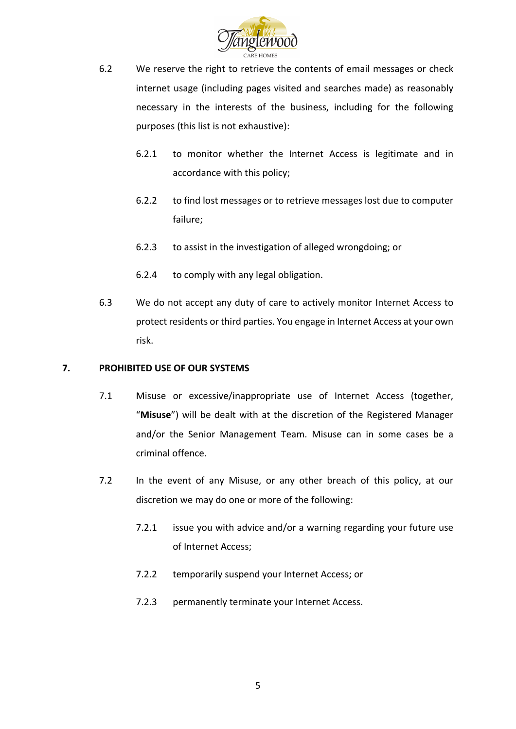6.2 We reserve the right to retrieve the contents of email messages or check internet usage (including pages visited and searches made) as reasonably necessary in the interests of the business, including for the following purposes (this list is not exhaustive):

6.2.1 to monitor whether the Internet Access is legitimate and in accordance with this policy;

6.2.2 to find lost messages or to retrieve messages lost due to computer failure;

6.2.3 to assist in the investigation of alleged wrongdoing; or

6.2.4 to comply with any legal obligation.

6.3 We do not accept any duty of care to actively monitor Internet Access to protect residents or third parties. You engage in Internet Access at your own risk.

## 7. PROHIBITED USE OF OUR SYSTEMS

7.1 Misuse or excessive/inappropriate use of Internet Access (together, "**Misuse**") will be dealt with at the discretion of the Registered Manager and/or the Senior Management Team. Misuse can in some cases be a criminal offence.

7.2 In the event of any Misuse, or any other breach of this policy, at our discretion we may do one or more of the following:

7.2.1 issue you with advice and/or a warning regarding your future use of Internet Access;

7.2.2 temporarily suspend your Internet Access; or

7.2.3 permanently terminate your Internet Access.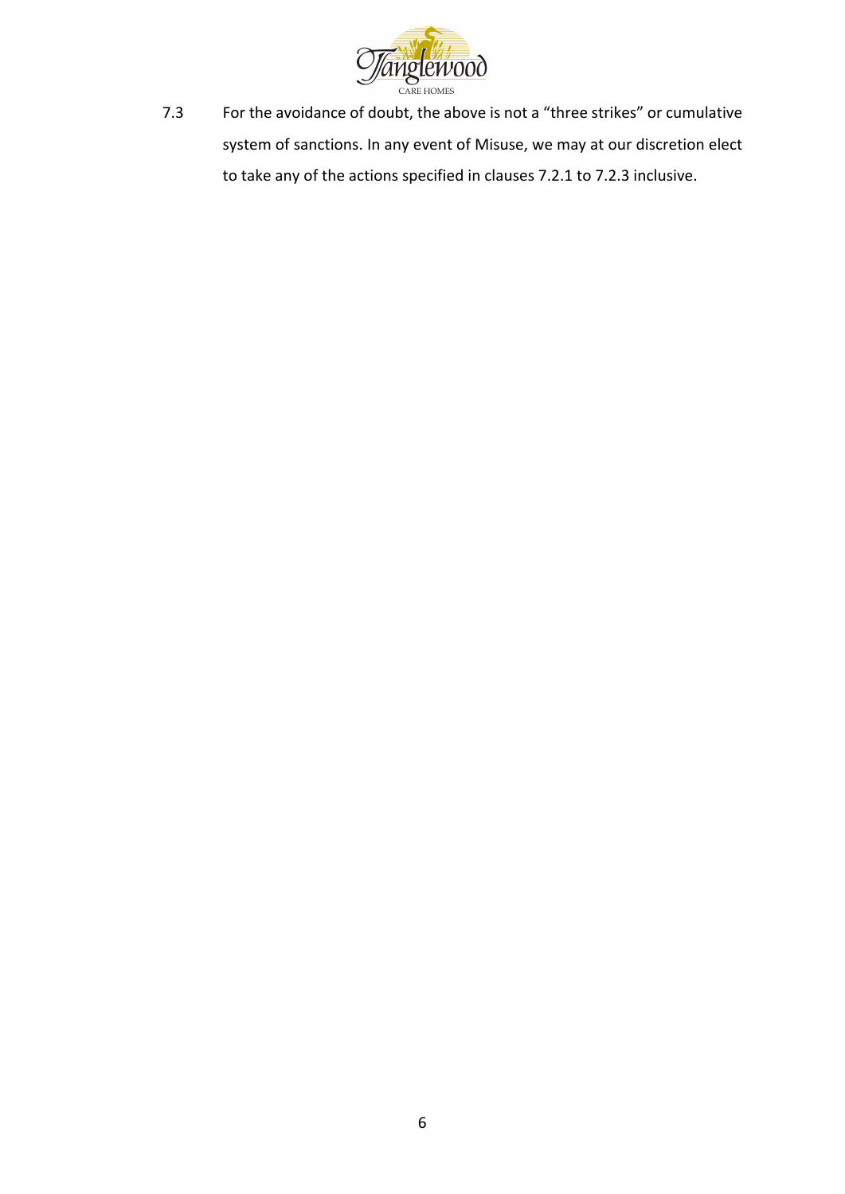7.3 For the avoidance of doubt, the above is not a “three strikes” or cumulative system of sanctions. In any event of Misuse, we may at our discretion elect to take any of the actions specified in clauses 7.2.1 to 7.2.3 inclusive.